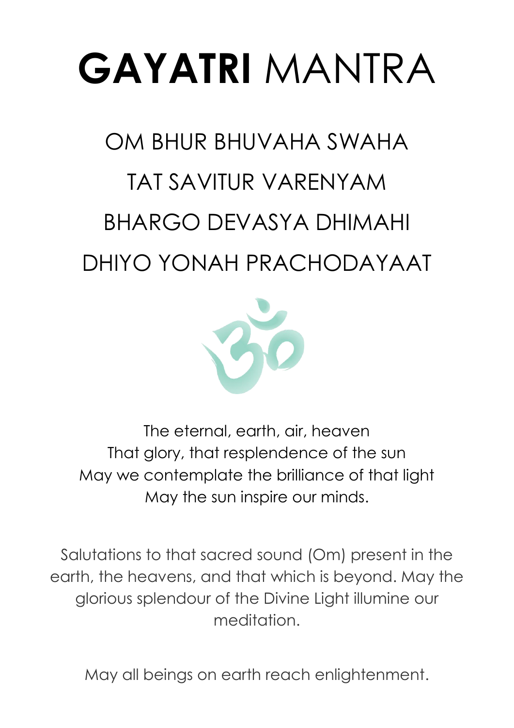# **GAYATRI** MANTRA

OM BHUR BHUVAHA SWAHA
TAT SAVITUR VARENYAM
BHARGO DEVASYA DHIMAHI
DHIYO YONAH PRACHODAYAAT

The eternal, earth, air, heaven
That glory, that resplendence of the sun
May we contemplate the brilliance of that light
May the sun inspire our minds.

Salutations to that sacred sound (Om) present in the earth, the heavens, and that which is beyond. May the glorious splendour of the Divine Light illumine our meditation.

May all beings on earth reach enlightenment.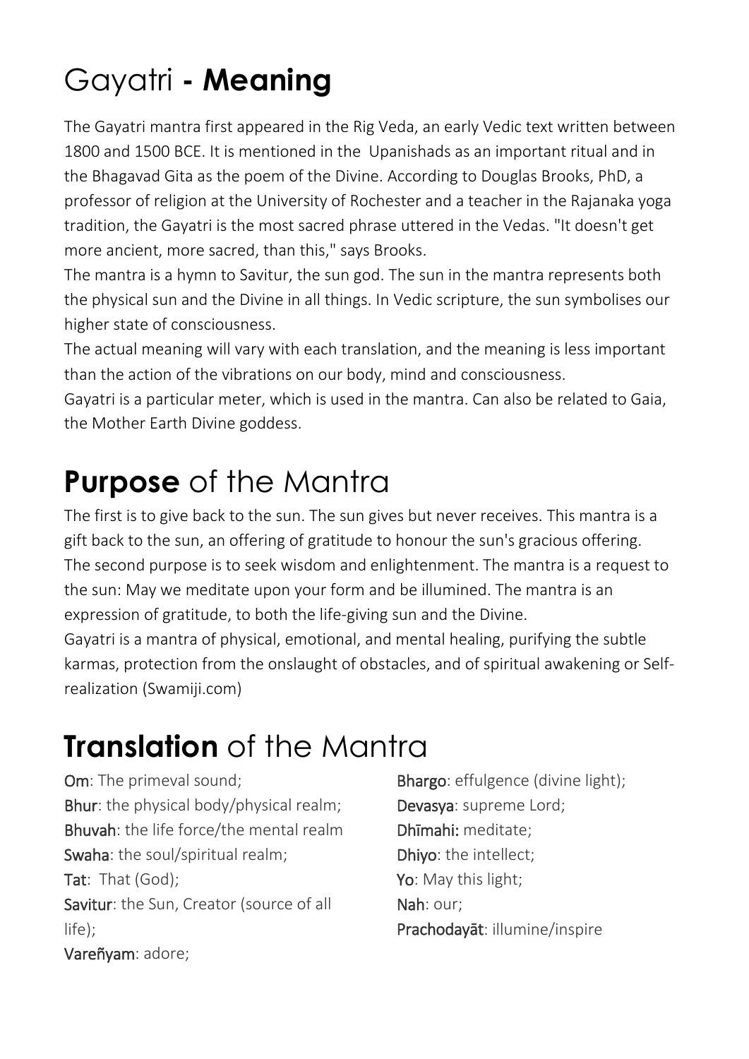# Gayatri - **Meaning**

The Gayatri mantra first appeared in the Rig Veda, an early Vedic text written between 1800 and 1500 BCE. It is mentioned in the Upanishads as an important ritual and in the Bhagavad Gita as the poem of the Divine. According to Douglas Brooks, PhD, a professor of religion at the University of Rochester and a teacher in the Rajanaka yoga tradition, the Gayatri is the most sacred phrase uttered in the Vedas. "It doesn't get more ancient, more sacred, than this," says Brooks.

The mantra is a hymn to Savitur, the sun god. The sun in the mantra represents both the physical sun and the Divine in all things. In Vedic scripture, the sun symbolises our higher state of consciousness.

The actual meaning will vary with each translation, and the meaning is less important than the action of the vibrations on our body, mind and consciousness.

Gayatri is a particular meter, which is used in the mantra. Can also be related to Gaia, the Mother Earth Divine goddess.

# **Purpose** of the Mantra

The first is to give back to the sun. The sun gives but never receives. This mantra is a gift back to the sun, an offering of gratitude to honour the sun's gracious offering.

The second purpose is to seek wisdom and enlightenment. The mantra is a request to the sun: May we meditate upon your form and be illumined. The mantra is an expression of gratitude, to both the life-giving sun and the Divine.

Gayatri is a mantra of physical, emotional, and mental healing, purifying the subtle karmas, protection from the onslaught of obstacles, and of spiritual awakening or Self-realization (Swamiji.com)

# **Translation** of the Mantra

**Om**: The primeval sound;
**Bhur**: the physical body/physical realm;
**Bhuvah**: the life force/the mental realm
**Swaha**: the soul/spiritual realm;
**Tat**: That (God);
**Savitur**: the Sun, Creator (source of all life);
**Vareñyam**: adore;
**Bhargo**: effulgence (divine light);
**Devasya**: supreme Lord;
**Dhīmahi:** meditate;
**Dhiyo**: the intellect;
**Yo**: May this light;
**Nah**: our;
**Prachodayāt**: illumine/inspire